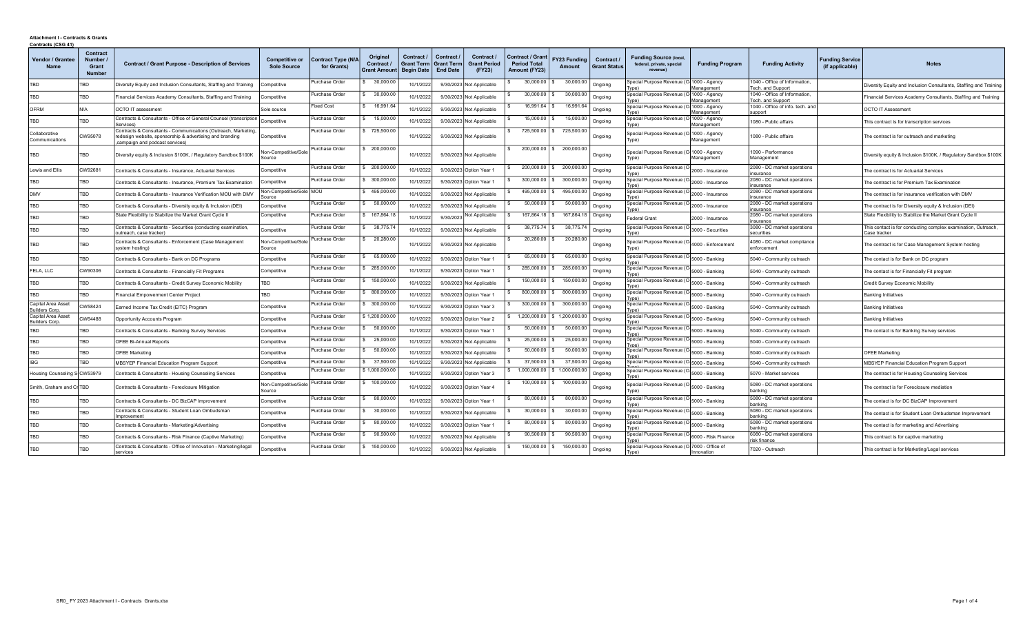**Attachment I - Contracts & Grants**

**Contracts (CSG 41)**

| Vendor / Grantee Name | Contract Number / Grant Number | Contract / Grant Purpose - Description of Services | Competitive or Sole Source | Contract Type (N/A for Grants) | Original Contract / Grant Amount | Contract / Grant Term Begin Date | Contract / Grant Term End Date | Contract / Grant Period (FY23) | Contract / Grant Period Total Amount (FY23) | FY23 Funding Amount | Contract / Grant Status | Funding Source (local, federal, private, special revenue) | Funding Program | Funding Activity | Funding Service (if applicable) | Notes |
|---|---|---|---|---|---|---|---|---|---|---|---|---|---|---|---|---|
| TBD | TBD | Diversity Equity and Inclusion Consultants, Staffing and Training | Competitive | Purchase Order | $ 30,000.00 | 10/1/2022 | 9/30/2023 | Not Applicable | $ 30,000.00 | $ 30,000.00 | Ongoing | Special Purpose Revenue (O Type) | 1000 - Agency Management | 1040 - Office of Information, Tech. and Support | | Diversity Equity and Inclusion Consultants, Staffing and Training |
| TBD | TBD | Financial Services Academy Consultants, Staffing and Training | Competitive | Purchase Order | $ 30,000.00 | 10/1/2022 | 9/30/2023 | Not Applicable | $ 30,000.00 | $ 30,000.00 | Ongoing | Special Purpose Revenue (O Type) | 1000 - Agency Management | 1040 - Office of Information, Tech. and Support | | Financial Services Academy Consultants, Staffing and Training |
| OFRM | N/A | OCTO IT assessment | Sole source | Fixed Cost | $ 16,991.64 | 10/1/2022 | 9/30/2023 | Not Applicable | $ 16,991.64 | $ 16,991.64 | Ongoing | Special Purpose Revenue (O Type) | 1000 - Agency Management | 1040 - Office of info. tech. and support | | OCTO IT Assessment |
| TBD | TBD | Contracts & Consultants - Office of General Counsel (transcription Services) | Competitive | Purchase Order | $ 15,000.00 | 10/1/2022 | 9/30/2023 | Not Applicable | $ 15,000.00 | $ 15,000.00 | Ongoing | Special Purpose Revenue (O Type) | 1000 - Agency Management | 1080 - Public affairs | | This contract is for transcription services |
| Collaborative Communications | CW95078 | Contracts & Consultants - Communications (Outreach, Marketing, redesign website, sponsorship & advertising and branding ,campaign and podcast services) | Competitive | Purchase Order | $ 725,500.00 | 10/1/2022 | 9/30/2023 | Not Applicable | $ 725,500.00 | $ 725,500.00 | Ongoing | Special Purpose Revenue (O Type) | 1000 - Agency Management | 1080 - Public affairs | | The contract is for outreach and marketing |
| TBD | TBD | Diversity equity & Inclusion $100K, / Regulatory Sandbox $100K | Non-Competitive/Sole Source | Purchase Order | $ 200,000.00 | 10/1/2022 | 9/30/2023 | Not Applicable | $ 200,000.00 | $ 200,000.00 | Ongoing | Special Purpose Revenue (O Type) | 1000 - Agency Management | 1090 - Performance Management | | Diversity equity & Inclusion $100K, / Regulatory Sandbox $100K |
| Lewis and Ellis | CW92681 | Contracts & Consultants - Insurance, Actuarial Services | Competitive | Purchase Order | $ 200,000.00 | 10/1/2022 | 9/30/2023 | Option Year 1 | $ 200,000.00 | $ 200,000.00 | Ongoing | Special Purpose Revenue (O Type) | 2000 - Insurance | 2080 - DC market operations insurance | | The contract is for Actuarial Services |
| TBD | TBD | Contracts & Consultants - Insurance, Premium Tax Examination | Competitive | Purchase Order | $ 300,000.00 | 10/1/2022 | 9/30/2023 | Option Year 1 | $ 300,000.00 | $ 300,000.00 | Ongoing | Special Purpose Revenue (O Type) | 2000 - Insurance | 2080 - DC market operations insurance | | The contract is for Premium Tax Examination |
| DMV | TBD | Contracts & Consultants - Insurance Verification MOU with DMV | Non-Competitive/Sole Source | MOU | $ 495,000.00 | 10/1/2022 | 9/30/2023 | Not Applicable | $ 495,000.00 | $ 495,000.00 | Ongoing | Special Purpose Revenue (O Type) | 2000 - Insurance | 2080 - DC market operations insurance | | The contract is for insurance verification with DMV |
| TBD | TBD | Contracts & Consultants - Diversity equity & Inclusion (DEI) | Competitive | Purchase Order | $ 50,000.00 | 10/1/2022 | 9/30/2023 | Not Applicable | $ 50,000.00 | $ 50,000.00 | Ongoing | Special Purpose Revenue (O Type) | 2000 - Insurance | 2080 - DC market operations insurance | | The contract is for Diversity equity & Inclusion (DEI) |
| TBD | TBD | State Flexibility to Stabilize the Market Grant Cycle II | Competitive | Purchase Order | $ 167,864.18 | 10/1/2022 | 9/30/2023 | Not Applicable | $ 167,864.18 | $ 167,864.18 | Ongoing | Federal Grant | 2000 - Insurance | 2080 - DC market operations insurance | | State Flexibility to Stabilize the Market Grant Cycle II |
| TBD | TBD | Contracts & Consultants - Securities (conducting examination, outreach, case tracker) | Competitive | Purchase Order | $ 38,775.74 | 10/1/2022 | 9/30/2023 | Not Applicable | $ 38,775.74 | $ 38,775.74 | Ongoing | Special Purpose Revenue (O Type) | 3000 - Securities | 3080 - DC market operations securities | | This contact is for conducting complex examination, Outreach, Case tracker |
| TBD | TBD | Contracts & Consultants - Enforcement (Case Management system hosting) | Non-Competitive/Sole Source | Purchase Order | $ 20,280.00 | 10/1/2022 | 9/30/2023 | Not Applicable | $ 20,280.00 | $ 20,280.00 | Ongoing | Special Purpose Revenue (O Type) | 4000 - Enforcement | 4080 - DC market compliance enforcement | | The contract is for Case Management System hosting |
| TBD | TBD | Contracts & Consultants - Bank on DC Programs | Competitive | Purchase Order | $ 65,000.00 | 10/1/2022 | 9/30/2023 | Option Year 1 | $ 65,000.00 | $ 65,000.00 | Ongoing | Special Purpose Revenue (O Type) | 5000 - Banking | 5040 - Community outreach | | The contact is for Bank on DC program |
| FELA, LLC | CW90306 | Contracts & Consultants - Financially Fit Programs | Competitive | Purchase Order | $ 285,000.00 | 10/1/2022 | 9/30/2023 | Option Year 1 | $ 285,000.00 | $ 285,000.00 | Ongoing | Special Purpose Revenue (O Type) | 5000 - Banking | 5040 - Community outreach | | The contact is for Financially Fit program |
| TBD | TBD | Contracts & Consultants - Credit Survey Economic Mobility | TBD | Purchase Order | $ 150,000.00 | 10/1/2022 | 9/30/2023 | Not Applicable | $ 150,000.00 | $ 150,000.00 | Ongoing | Special Purpose Revenue (O Type) | 5000 - Banking | 5040 - Community outreach | | Credit Survey Economic Mobility |
| TBD | TBD | Financial Empowerment Center Project | TBD | Purchase Order | $ 800,000.00 | 10/1/2022 | 9/30/2023 | Option Year 1 | $ 800,000.00 | $ 800,000.00 | Ongoing | Special Purpose Revenue (O Type) | 5000 - Banking | 5040 - Community outreach | | Banking Initiatives |
| Capital Area Asset Builders Corp. | CW58424 | Earned Income Tax Credit (EITC) Program | Competitive | Purchase Order | $ 300,000.00 | 10/1/2022 | 9/30/2023 | Option Year 3 | $ 300,000.00 | $ 300,000.00 | Ongoing | Special Purpose Revenue (O Type) | 5000 - Banking | 5040 - Community outreach | | Banking Initiatives |
| Capital Area Asset Builders Corp. | CW64488 | Opportunity Accounts Program | Competitive | Purchase Order | $ 1,200,000.00 | 10/1/2022 | 9/30/2023 | Option Year 2 | $ 1,200,000.00 | $ 1,200,000.00 | Ongoing | Special Purpose Revenue (O Type) | 5000 - Banking | 5040 - Community outreach | | Banking Initiatives |
| TBD | TBD | Contracts & Consultants - Banking Survey Services | Competitive | Purchase Order | $ 50,000.00 | 10/1/2022 | 9/30/2023 | Option Year 1 | $ 50,000.00 | $ 50,000.00 | Ongoing | Special Purpose Revenue (O Type) | 5000 - Banking | 5040 - Community outreach | | The contact is for Banking Survey services |
| TBD | TBD | OFEE Bi-Annual Reports | Competitive | Purchase Order | $ 25,000.00 | 10/1/2022 | 9/30/2023 | Not Applicable | $ 25,000.00 | $ 25,000.00 | Ongoing | Special Purpose Revenue (O Type) | 5000 - Banking | 5040 - Community outreach | | |
| TBD | TBD | OFEE Marketing | Competitive | Purchase Order | $ 50,000.00 | 10/1/2022 | 9/30/2023 | Not Applicable | $ 50,000.00 | $ 50,000.00 | Ongoing | Special Purpose Revenue (O Type) | 5000 - Banking | 5040 - Community outreach | | OFEE Marketing |
| IBG | TBD | MBSYEP Financial Education Program Support | Competitive | Purchase Order | $ 37,500.00 | 10/1/2022 | 9/30/2023 | Not Applicable | $ 37,500.00 | $ 37,500.00 | Ongoing | Special Purpose Revenue (O Type) | 5000 - Banking | 5040 - Community outreach | | MBSYEP Financial Education Program Support |
| Housing Counseling S | CW53979 | Contracts & Consultants - Housing Counseling Services | Competitive | Purchase Order | $ 1,000,000.00 | 10/1/2022 | 9/30/2023 | Option Year 3 | $ 1,000,000.00 | $ 1,000,000.00 | Ongoing | Special Purpose Revenue (O Type) | 5000 - Banking | 5070 - Market services | | The contract is for Housing Counseling Services |
| Smith, Graham and Co | TBD | Contracts & Consultants - Foreclosure Mitigation | Non-Competitive/Sole Source | Purchase Order | $ 100,000.00 | 10/1/2022 | 9/30/2023 | Option Year 4 | $ 100,000.00 | $ 100,000.00 | Ongoing | Special Purpose Revenue (O Type) | 5000 - Banking | 5080 - DC market operations banking | | The contract is for Foreclosure mediation |
| TBD | TBD | Contracts & Consultants - DC BizCAP Improvement | Competitive | Purchase Order | $ 80,000.00 | 10/1/2022 | 9/30/2023 | Option Year 1 | $ 80,000.00 | $ 80,000.00 | Ongoing | Special Purpose Revenue (O Type) | 5000 - Banking | 5080 - DC market operations banking | | The contact is for DC BizCAP Improvement |
| TBD | TBD | Contracts & Consultants - Student Loan Ombudsman Improvement | Competitive | Purchase Order | $ 30,000.00 | 10/1/2022 | 9/30/2023 | Not Applicable | $ 30,000.00 | $ 30,000.00 | Ongoing | Special Purpose Revenue (O Type) | 5000 - Banking | 5080 - DC market operations banking | | The contact is for Student Loan Ombudsman Improvement |
| TBD | TBD | Contracts & Consultants - Marketing/Advertising | Competitive | Purchase Order | $ 80,000.00 | 10/1/2022 | 9/30/2023 | Option Year 1 | $ 80,000.00 | $ 80,000.00 | Ongoing | Special Purpose Revenue (O Type) | 5000 - Banking | 5080 - DC market operations banking | | The contact is for marketing and Advertising |
| TBD | TBD | Contracts & Consultants - Risk Finance (Captive Marketing) | Competitive | Purchase Order | $ 90,500.00 | 10/1/2022 | 9/30/2023 | Not Applicable | $ 90,500.00 | $ 90,500.00 | Ongoing | Special Purpose Revenue (O Type) | 6000 - Risk Finance | 6080 - DC market operations risk finance | | This contract is for captive marketing |
| TBD | TBD | Contracts & Consultants - Office of Innovation - Marketing/legal services | Competitive | Purchase Order | $ 150,000.00 | 10/1/2022 | 9/30/2023 | Not Applicable | $ 150,000.00 | $ 150,000.00 | Ongoing | Special Purpose Revenue (O Type) | 7000 - Office of Innovation | 7020 - Outreach | | This contract is for Marketing/Legal services |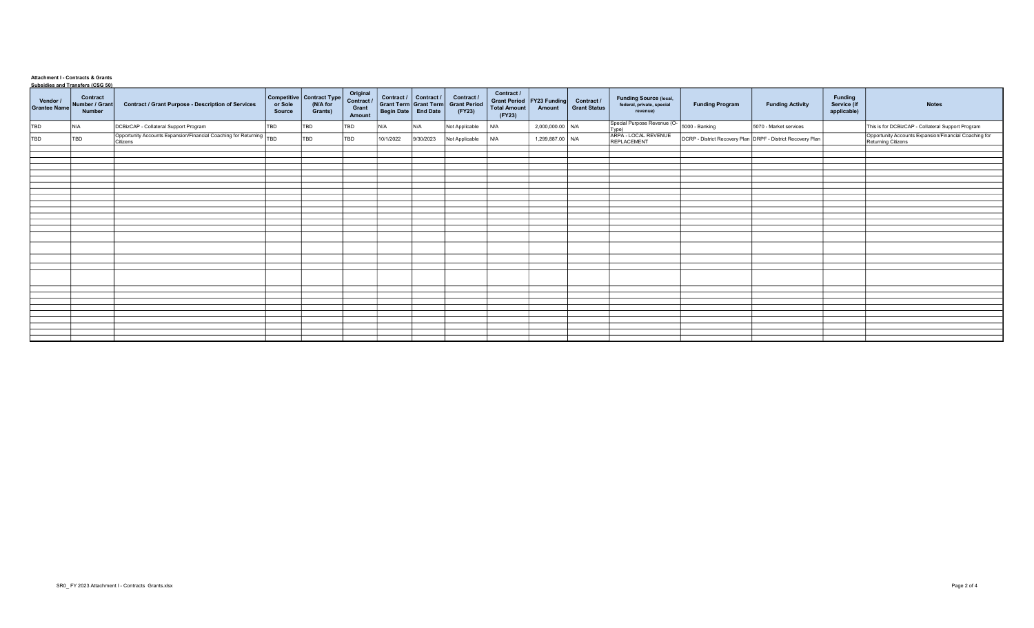**Attachment I - Contracts & Grants**

**Subsidies and Transfers (CSG 50)**

| Vendor / Grantee Name | Contract Number / Grant Number | Contract / Grant Purpose - Description of Services | Competitive or Sole Source | Contract Type (N/A for Grants) | Original Contract / Grant Amount | Contract / Grant Term Begin Date | Contract / Grant Term End Date | Contract / Grant Period (FY23) | Contract / Grant Period Total Amount (FY23) | FY23 Funding Amount | Contract / Grant Status | Funding Source (local, federal, private, special revenue) | Funding Program | Funding Activity | Funding Service (if applicable) | Notes |
|---|---|---|---|---|---|---|---|---|---|---|---|---|---|---|---|---|
| TBD | N/A | DCBizCAP - Collateral Support Program | TBD | TBD | TBD | N/A | N/A | Not Applicable | N/A | 2,000,000.00 | N/A | Special Purpose Revenue (O-Type) | 5000 - Banking | 5070 - Market services | | This is for DCBizCAP - Collateral Support Program |
| TBD | TBD | Opportunity Accounts Expansion/Financial Coaching for Returning Citizens | TBD | TBD | TBD | 10/1/2022 | 9/30/2023 | Not Applicable | N/A | 1,299,887.00 | N/A | ARPA - LOCAL REVENUE REPLACEMENT | DCRP - District Recovery Plan | DRPF - District Recovery Plan | | Opportunity Accounts Expansion/Financial Coaching for Returning Citizens |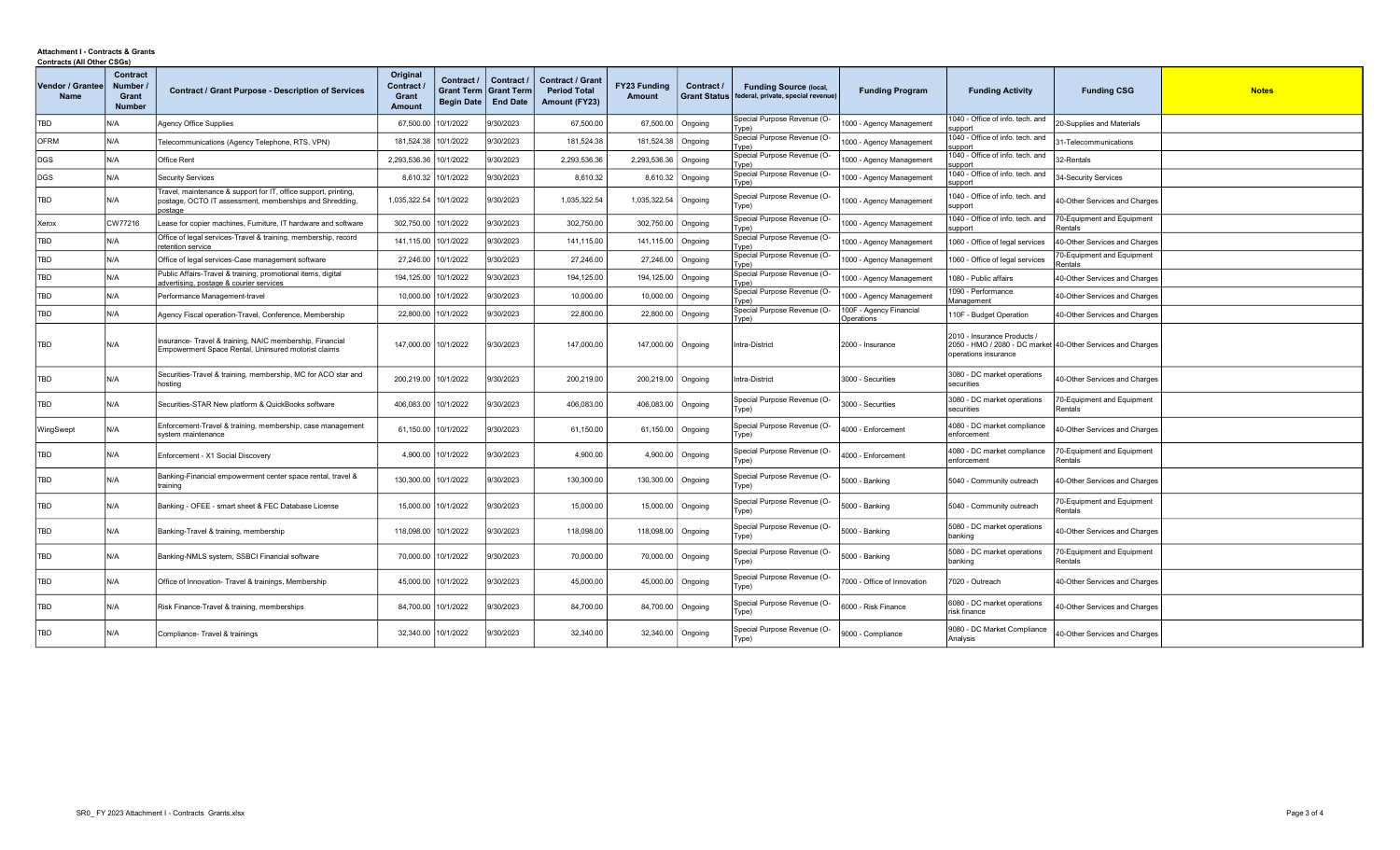**Attachment I - Contracts & Grants**

**Contracts (All Other CSGs)**

| Vendor / Grantee Name | Contract Number / Grant Number | Contract / Grant Purpose - Description of Services | Original Contract / Grant Amount | Contract / Grant Term Begin Date | Contract / Grant Term End Date | Contract / Grant Period Total Amount (FY23) | FY23 Funding Amount | Contract / Grant Status | Funding Source (local, federal, private, special revenue) | Funding Program | Funding Activity | Funding CSG | Notes |
|---|---|---|---|---|---|---|---|---|---|---|---|---|---|
| TBD | N/A | Agency Office Supplies | 67,500.00 | 10/1/2022 | 9/30/2023 | 67,500.00 | 67,500.00 | Ongoing | Special Purpose Revenue (O-Type) | 1000 - Agency Management | 1040 - Office of info. tech. and support | 20-Supplies and Materials | |
| OFRM | N/A | Telecommunications (Agency Telephone, RTS, VPN) | 181,524.38 | 10/1/2022 | 9/30/2023 | 181,524.38 | 181,524.38 | Ongoing | Special Purpose Revenue (O-Type) | 1000 - Agency Management | 1040 - Office of info. tech. and support | 31-Telecommunications | |
| DGS | N/A | Office Rent | 2,293,536.36 | 10/1/2022 | 9/30/2023 | 2,293,536.36 | 2,293,536.36 | Ongoing | Special Purpose Revenue (O-Type) | 1000 - Agency Management | 1040 - Office of info. tech. and support | 32-Rentals | |
| DGS | N/A | Security Services | 8,610.32 | 10/1/2022 | 9/30/2023 | 8,610.32 | 8,610.32 | Ongoing | Special Purpose Revenue (O-Type) | 1000 - Agency Management | 1040 - Office of info. tech. and support | 34-Security Services | |
| TBD | N/A | Travel, maintenance & support for IT, office support, printing, postage, OCTO IT assessment, memberships and Shredding, postage | 1,035,322.54 | 10/1/2022 | 9/30/2023 | 1,035,322.54 | 1,035,322.54 | Ongoing | Special Purpose Revenue (O-Type) | 1000 - Agency Management | 1040 - Office of info. tech. and support | 40-Other Services and Charges | |
| Xerox | CW77216 | Lease for copier machines, Furniture, IT hardware and software | 302,750.00 | 10/1/2022 | 9/30/2023 | 302,750.00 | 302,750.00 | Ongoing | Special Purpose Revenue (O-Type) | 1000 - Agency Management | 1040 - Office of info. tech. and support | 70-Equipment and Equipment Rentals | |
| TBD | N/A | Office of legal services-Travel & training, membership, record retention service | 141,115.00 | 10/1/2022 | 9/30/2023 | 141,115.00 | 141,115.00 | Ongoing | Special Purpose Revenue (O-Type) | 1000 - Agency Management | 1060 - Office of legal services | 40-Other Services and Charges | |
| TBD | N/A | Office of legal services-Case management software | 27,246.00 | 10/1/2022 | 9/30/2023 | 27,246.00 | 27,246.00 | Ongoing | Special Purpose Revenue (O-Type) | 1000 - Agency Management | 1060 - Office of legal services | 70-Equipment and Equipment Rentals | |
| TBD | N/A | Public Affairs-Travel & training, promotional items, digital advertising, postage & courier services | 194,125.00 | 10/1/2022 | 9/30/2023 | 194,125.00 | 194,125.00 | Ongoing | Special Purpose Revenue (O-Type) | 1000 - Agency Management | 1080 - Public affairs | 40-Other Services and Charges | |
| TBD | N/A | Performance Management-travel | 10,000.00 | 10/1/2022 | 9/30/2023 | 10,000.00 | 10,000.00 | Ongoing | Special Purpose Revenue (O-Type) | 1000 - Agency Management | 1090 - Performance Management | 40-Other Services and Charges | |
| TBD | N/A | Agency Fiscal operation-Travel, Conference, Membership | 22,800.00 | 10/1/2022 | 9/30/2023 | 22,800.00 | 22,800.00 | Ongoing | Special Purpose Revenue (O-Type) | 100F - Agency Financial Operations | 110F - Budget Operation | 40-Other Services and Charges | |
| TBD | N/A | Insurance- Travel & training, NAIC membership, Financial Empowerment Space Rental, Uninsured motorist claims | 147,000.00 | 10/1/2022 | 9/30/2023 | 147,000.00 | 147,000.00 | Ongoing | Intra-District | 2000 - Insurance | 2010 - Insurance Products / 2050 - HMO / 2080 - DC market operations insurance | 40-Other Services and Charges | |
| TBD | N/A | Securities-Travel & training, membership, MC for ACO star and hosting | 200,219.00 | 10/1/2022 | 9/30/2023 | 200,219.00 | 200,219.00 | Ongoing | Intra-District | 3000 - Securities | 3080 - DC market operations securities | 40-Other Services and Charges | |
| TBD | N/A | Securities-STAR New platform & QuickBooks software | 406,083.00 | 10/1/2022 | 9/30/2023 | 406,083.00 | 406,083.00 | Ongoing | Special Purpose Revenue (O-Type) | 3000 - Securities | 3080 - DC market operations securities | 70-Equipment and Equipment Rentals | |
| WingSwept | N/A | Enforcement-Travel & training, membership, case management system maintenance | 61,150.00 | 10/1/2022 | 9/30/2023 | 61,150.00 | 61,150.00 | Ongoing | Special Purpose Revenue (O-Type) | 4000 - Enforcement | 4080 - DC market compliance enforcement | 40-Other Services and Charges | |
| TBD | N/A | Enforcement - X1 Social Discovery | 4,900.00 | 10/1/2022 | 9/30/2023 | 4,900.00 | 4,900.00 | Ongoing | Special Purpose Revenue (O-Type) | 4000 - Enforcement | 4080 - DC market compliance enforcement | 70-Equipment and Equipment Rentals | |
| TBD | N/A | Banking-Financial empowerment center space rental, travel & training | 130,300.00 | 10/1/2022 | 9/30/2023 | 130,300.00 | 130,300.00 | Ongoing | Special Purpose Revenue (O-Type) | 5000 - Banking | 5040 - Community outreach | 40-Other Services and Charges | |
| TBD | N/A | Banking - OFEE - smart sheet & FEC Database License | 15,000.00 | 10/1/2022 | 9/30/2023 | 15,000.00 | 15,000.00 | Ongoing | Special Purpose Revenue (O-Type) | 5000 - Banking | 5040 - Community outreach | 70-Equipment and Equipment Rentals | |
| TBD | N/A | Banking-Travel & training, membership | 118,098.00 | 10/1/2022 | 9/30/2023 | 118,098.00 | 118,098.00 | Ongoing | Special Purpose Revenue (O-Type) | 5000 - Banking | 5080 - DC market operations banking | 40-Other Services and Charges | |
| TBD | N/A | Banking-NMLS system, SSBCI Financial software | 70,000.00 | 10/1/2022 | 9/30/2023 | 70,000.00 | 70,000.00 | Ongoing | Special Purpose Revenue (O-Type) | 5000 - Banking | 5080 - DC market operations banking | 70-Equipment and Equipment Rentals | |
| TBD | N/A | Office of Innovation- Travel & trainings, Membership | 45,000.00 | 10/1/2022 | 9/30/2023 | 45,000.00 | 45,000.00 | Ongoing | Special Purpose Revenue (O-Type) | 7000 - Office of Innovation | 7020 - Outreach | 40-Other Services and Charges | |
| TBD | N/A | Risk Finance-Travel & training, memberships | 84,700.00 | 10/1/2022 | 9/30/2023 | 84,700.00 | 84,700.00 | Ongoing | Special Purpose Revenue (O-Type) | 6000 - Risk Finance | 6080 - DC market operations risk finance | 40-Other Services and Charges | |
| TBD | N/A | Compliance- Travel & trainings | 32,340.00 | 10/1/2022 | 9/30/2023 | 32,340.00 | 32,340.00 | Ongoing | Special Purpose Revenue (O-Type) | 9000 - Compliance | 9080 - DC Market Compliance Analysis | 40-Other Services and Charges | |

SR0_ FY 2023 Attachment I - Contracts Grants.xlsx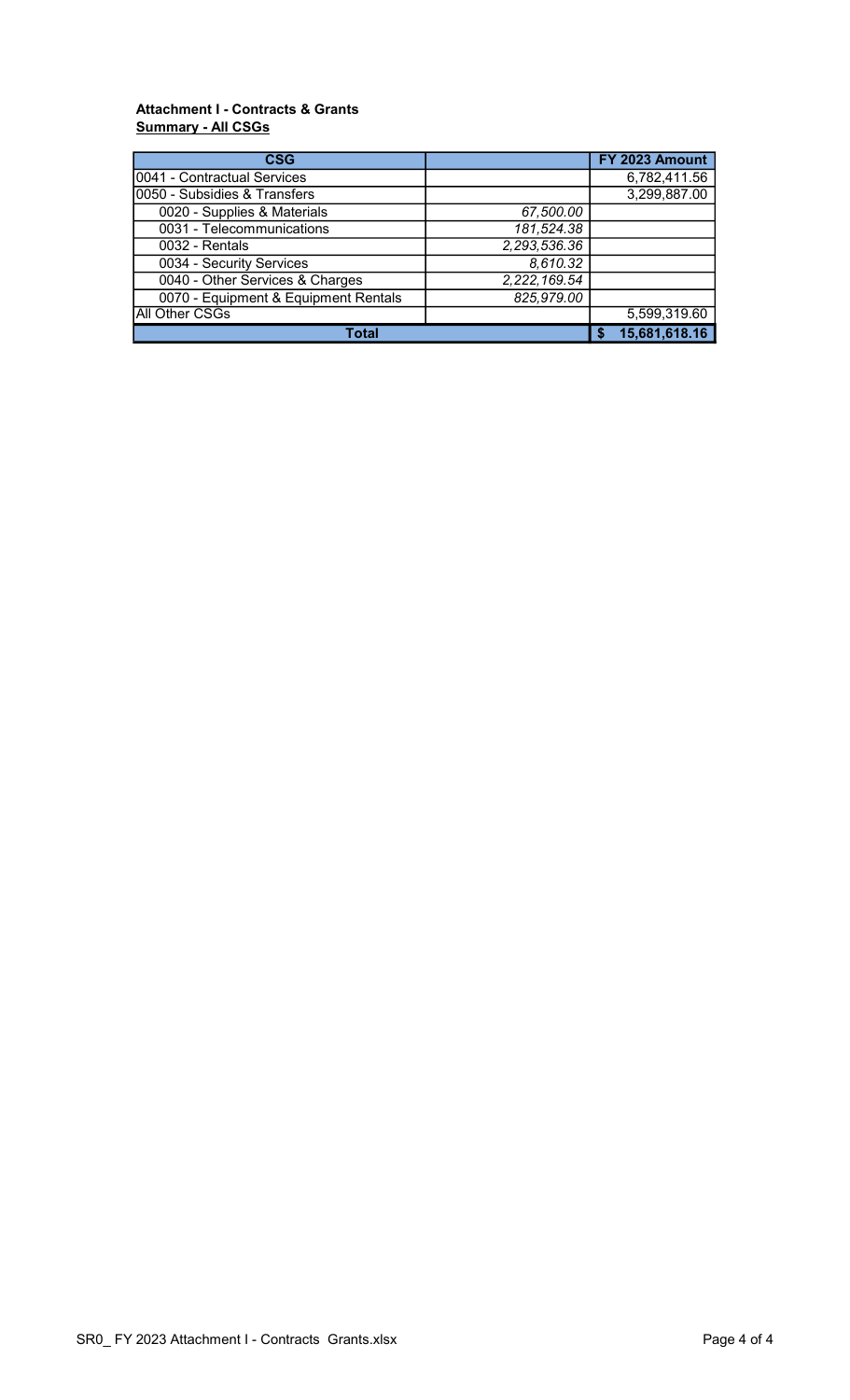**Attachment I - Contracts & Grants**
**Summary - All CSGs**

| CSG | | FY 2023 Amount |
|---|---|---|
| 0041 - Contractual Services | | 6,782,411.56 |
| 0050 - Subsidies & Transfers | | 3,299,887.00 |
| 0020 - Supplies & Materials | *67,500.00* | |
| 0031 - Telecommunications | *181,524.38* | |
| 0032 - Rentals | *2,293,536.36* | |
| 0034 - Security Services | *8,610.32* | |
| 0040 - Other Services & Charges | *2,222,169.54* | |
| 0070 - Equipment & Equipment Rentals | *825,979.00* | |
| All Other CSGs | | 5,599,319.60 |
| **Total** | | **$ 15,681,618.16** |